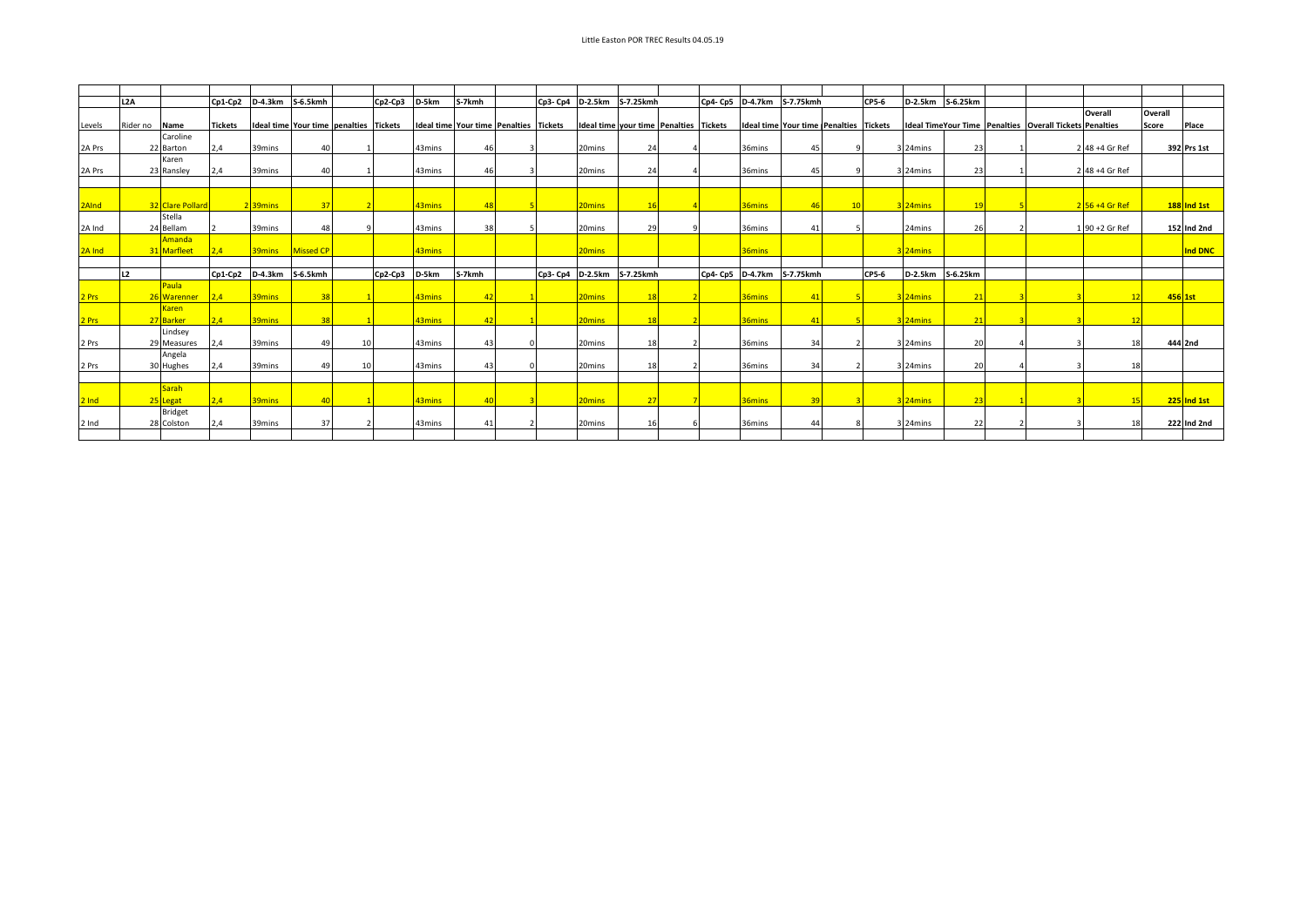# Little Easton POR TREC Results 04.05.19

| | L2A | | Cp1-Cp2 | D-4.3km | S-6.5kmh | | Cp2-Cp3 | D-5km | S-7kmh | | Cp3- Cp4 | D-2.5km | S-7.25kmh | | Cp4- Cp5 | D-4.7km | S-7.75kmh | | CP5-6 | D-2.5km | S-6.25km | | | Overall | Overall | |
|---|---|---|---|---|---|---|---|---|---|---|---|---|---|---|---|---|---|---|---|---|---|---|---|---|---|---|
| Levels | Rider no | Name | Tickets | Ideal time | Your time | penalties | Tickets | Ideal time | Your time | Penalties | Tickets | Ideal time | your time | Penalties | Tickets | Ideal time | Your time | Penalties | Tickets | Ideal Time | Your Time | Penalties | Overall Tickets | Penalties | Score | Place |
| 2A Prs | 22 | Caroline Barton | 2,4 | 39mins | 40 | 1 | | 43mins | 46 | 3 | | 20mins | 24 | 4 | | 36mins | 45 | 9 | 3 | 24mins | 23 | 1 | 2 | 48 +4 Gr Ref | 392 | Prs 1st |
| 2A Prs | 23 | Karen Ransley | 2,4 | 39mins | 40 | 1 | | 43mins | 46 | 3 | | 20mins | 24 | 4 | | 36mins | 45 | 9 | 3 | 24mins | 23 | 1 | 2 | 48 +4 Gr Ref | | |
| 2AInd | 32 | Clare Pollard | 2 | 39mins | 37 | 2 | | 43mins | 48 | 5 | | 20mins | 16 | 4 | | 36mins | 46 | 10 | 3 | 24mins | 19 | 5 | 2 | 56 +4 Gr Ref | 188 | Ind 1st |
| 2A Ind | 24 | Stella Bellam | 2 | 39mins | 48 | 9 | | 43mins | 38 | 5 | | 20mins | 29 | 9 | | 36mins | 41 | 5 | | 24mins | 26 | 2 | 1 | 90 +2 Gr Ref | 152 | Ind 2nd |
| 2A Ind | 31 | Amanda Marfleet | 2,4 | 39mins | Missed CP | | | 43mins | | | | 20mins | | | | 36mins | | | 3 | 24mins | | | | | | Ind DNC |
| | L2 | | Cp1-Cp2 | D-4.3km | S-6.5kmh | | Cp2-Cp3 | D-5km | S-7kmh | | Cp3- Cp4 | D-2.5km | S-7.25kmh | | Cp4- Cp5 | D-4.7km | S-7.75kmh | | CP5-6 | D-2.5km | S-6.25km | | | | | |
| 2 Prs | 26 | Paula Warenner | 2,4 | 39mins | 38 | 1 | | 43mins | 42 | 1 | | 20mins | 18 | 2 | | 36mins | 41 | 5 | 3 | 24mins | 21 | 3 | 3 | 12 | 456 | 1st |
| 2 Prs | 27 | Karen Barker | 2,4 | 39mins | 38 | 1 | | 43mins | 42 | 1 | | 20mins | 18 | 2 | | 36mins | 41 | 5 | 3 | 24mins | 21 | 3 | 3 | 12 | | |
| 2 Prs | 29 | Lindsey Measures | 2,4 | 39mins | 49 | 10 | | 43mins | 43 | 0 | | 20mins | 18 | 2 | | 36mins | 34 | 2 | 3 | 24mins | 20 | 4 | 3 | 18 | 444 | 2nd |
| 2 Prs | 30 | Angela Hughes | 2,4 | 39mins | 49 | 10 | | 43mins | 43 | 0 | | 20mins | 18 | 2 | | 36mins | 34 | 2 | 3 | 24mins | 20 | 4 | 3 | 18 | | |
| 2 Ind | 25 | Sarah Legat | 2,4 | 39mins | 40 | 1 | | 43mins | 40 | 3 | | 20mins | 27 | 7 | | 36mins | 39 | 3 | 3 | 24mins | 23 | 1 | 3 | 15 | 225 | Ind 1st |
| 2 Ind | 28 | Bridget Colston | 2,4 | 39mins | 37 | 2 | | 43mins | 41 | 2 | | 20mins | 16 | 6 | | 36mins | 44 | 8 | 3 | 24mins | 22 | 2 | 3 | 18 | 222 | Ind 2nd |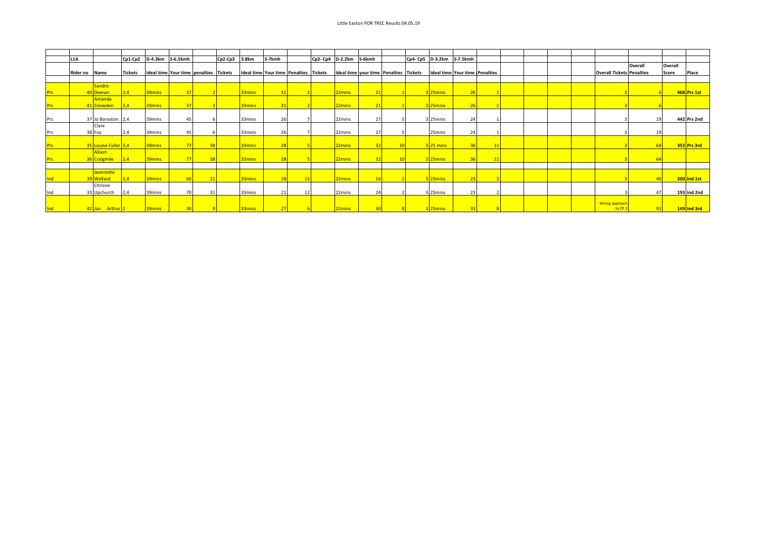# Little Easton POR TREC Results 04.05.19

| | | | | | | | | | | | | | | | | | | | | | | | | | | |
|---|---|---|---|---|---|---|---|---|---|---|---|---|---|---|---|---|---|---|---|---|---|---|---|---|---|---|
| | L1A | | Cp1-Cp2 | D-4.3km | S-6.5kmh | | Cp2-Cp3 | 3.8km | S-7kmh | | Cp3- Cp4 | D-2.2km | S-6kmh | | Cp4- Cp5 | D-3.2km | S-7.5kmh | | | | | | | | | |
| | Rider no | Name | Tickets | Ideal time | Your time | penalties | Tickets | Ideal time | Your time | Penalties | Tickets | Ideal time | your time | Penalties | Tickets | Ideal time | Your time | Penalties | | | | | Overall Tickets | Overall Penalties | Overall Score | Place |
| Prs | 40 | Sandra Deeran | 2,4 | 39mins | 37 | 2 | | 33mins | 31 | 2 | | 22mins | 21 | 1 | 3 | 25mins | 26 | 1 | | | | | 3 | 6 | 468 | Prs 1st |
| Prs | 41 | Amanda Snowden | 2,4 | 39mins | 37 | 2 | | 33mins | 31 | 2 | | 22mins | 21 | 1 | 3 | 25mins | 26 | 1 | | | | | 3 | 6 | | |
| Prs | 37 | Jo Boraston | 2,4 | 39mins | 45 | 6 | | 33mins | 26 | 7 | | 22mins | 27 | 5 | 3 | 25mins | 24 | 1 | | | | | 3 | 19 | 442 | Prs 2nd |
| Prs | 38 | Clare Foy | 2,4 | 39mins | 45 | 6 | | 33mins | 26 | 7 | | 22mins | 27 | 5 | | 25mins | 24 | 1 | | | | | 3 | 19 | | |
| Prs | 35 | Louise Fuller | 2,4 | 39mins | 77 | 38 | | 33mins | 28 | 5 | | 22mins | 32 | 10 | 3 | 25 mins | 36 | 11 | | | | | 3 | 64 | 352 | Prs 3rd |
| Prs | 36 | Alison Craigmile | 2,4 | 39mins | 77 | 38 | | 33mins | 28 | 5 | | 22mins | 32 | 10 | 3 | 25mins | 36 | 11 | | | | | 3 | 64 | | |
| Ind | 39 | Jeannette Wellard | 2,4 | 39mins | 60 | 21 | | 33mins | 18 | 15 | | 22mins | 24 | 2 | 3 | 25mins | 23 | 2 | | | | | 3 | 40 | 200 | Ind 1st |
| Ind | 33 | Chrissie Upchurch | 2,4 | 39mins | 70 | 31 | | 33mins | 21 | 12 | | 22mins | 24 | 2 | 3 | 25mins | 23 | 2 | | | | | 3 | 47 | 193 | Ind 2nd |
| Ind | 42 | Jan Arthur | 2 | 39mins | 30 | 9 | | 33mins | 27 | 6 | | 22mins | 30 | 8 | 3 | 25mins | 33 | 8 | | | | | Wrong approach to CP 2 | 91 | 149 | Ind 3rd |